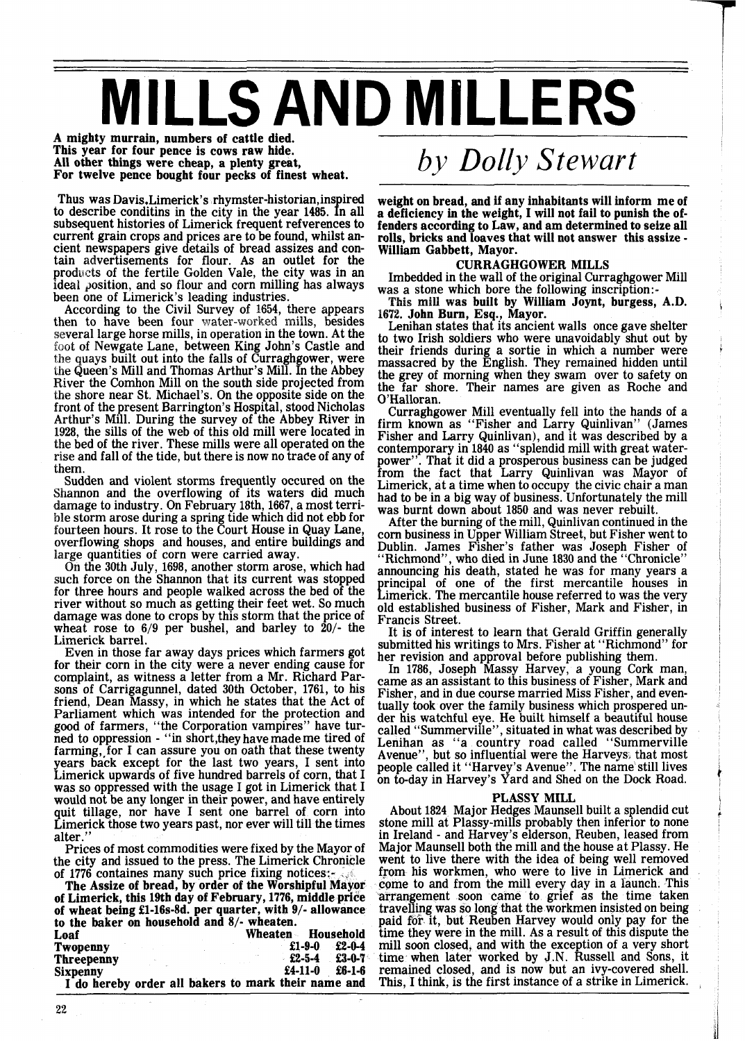# MILLS AND MILLERS

## *by Dolly Stewart*

**A mighty murrain, numbers of cattle died.**
**This year for four pence is cows raw hide.**
**All other things were cheap, a plenty great,**
**For twelve pence bought four pecks of finest wheat.**

Thus was Davis,Limerick's rhymster-historian,inspired to describe conditins in the city in the year 1485. In all subsequent histories of Limerick frequent refverences to current grain crops and prices are to be found, whilst ancient newspapers give details of bread assizes and contain advertisements for flour. As an outlet for the products of the fertile Golden Vale, the city was in an ideal position, and so flour and corn milling has always been one of Limerick's leading industries.

According to the Civil Survey of 1654, there appears then to have been four water-worked mills, besides several large horse mills, in operation in the town. At the foot of Newgate Lane, between King John's Castle and the quays built out into the falls of Curraghgower, were the Queen's Mill and Thomas Arthur's Mill. In the Abbey River the Comhon Mill on the south side projected from the shore near St. Michael's. On the opposite side on the front of the present Barrington's Hospital, stood Nicholas Arthur's Mill. During the survey of the Abbey River in 1928, the sills of the web of this old mill were located in the bed of the river. These mills were all operated on the rise and fall of the tide, but there is now no trace of any of them.

Sudden and violent storms frequently occured on the Shannon and the overflowing of its waters did much damage to industry. On February 18th, 1667, a most terrible storm arose during a spring tide which did not ebb for fourteen hours. It rose to the Court House in Quay Lane, overflowing shops and houses, and entire buildings and large quantities of corn were carried away.

On the 30th July, 1698, another storm arose, which had such force on the Shannon that its current was stopped for three hours and people walked across the bed of the river without so much as getting their feet wet. So much damage was done to crops by this storm that the price of wheat rose to 6/9 per bushel, and barley to 20/- the Limerick barrel.

Even in those far away days prices which farmers got for their corn in the city were a never ending cause for complaint, as witness a letter from a Mr. Richard Parsons of Carrigagunnel, dated 30th October, 1761, to his friend, Dean Massy, in which he states that the Act of Parliament which was intended for the protection and good of farmers, "the Corporation vampires" have turned to oppression - "in short,they have made me tired of farming, for I can assure you on oath that these twenty years back except for the last two years, I sent into Limerick upwards of five hundred barrels of corn, that I was so oppressed with the usage I got in Limerick that I would not be any longer in their power, and have entirely quit tillage, nor have I sent one barrel of corn into Limerick those two years past, nor ever will till the times alter."

Prices of most commodities were fixed by the Mayor of the city and issued to the press. The Limerick Chronicle of 1776 containes many such price fixing notices:-

**The Assize of bread, by order of the Worshipful Mayor of Limerick, this 19th day of February, 1776, middle price of wheat being £1-16s-8d. per quarter, with 9/- allowance to the baker on household and 8/- wheaten.**

| Loaf | Wheaten | Household |
|---|---|---|
| **Twopenny** | **£1-9-0** | **£2-0-4** |
| **Threepenny** | **£2-5-4** | **£3-0-7** |
| **Sixpenny** | **£4-11-0** | **£6-1-6** |

**I do hereby order all bakers to mark their name and weight on bread, and if any inhabitants will inform me of a deficiency in the weight, I will not fail to punish the offenders according to Law, and am determined to seize all rolls, bricks and loaves that will not answer this assize - William Gabbett, Mayor.**

### CURRAGHGOWER MILLS

Imbedded in the wall of the original Curraghgower Mill was a stone which bore the following inscription:-

**This mill was built by William Joynt, burgess, A.D. 1672. John Burn, Esq., Mayor.**

Lenihan states that its ancient walls once gave shelter to two Irish soldiers who were unavoidably shut out by their friends during a sortie in which a number were massacred by the English. They remained hidden until the grey of morning when they swam over to safety on the far shore. Their names are given as Roche and O'Halloran.

Curraghgower Mill eventually fell into the hands of a firm known as "Fisher and Larry Quinlivan" (James Fisher and Larry Quinlivan), and it was described by a contemporary in 1840 as "splendid mill with great waterpower". That it did a prosperous business can be judged from the fact that Larry Quinlivan was Mayor of Limerick, at a time when to occupy the civic chair a man had to be in a big way of business. Unfortunately the mill was burnt down about 1850 and was never rebuilt.

After the burning of the mill, Quinlivan continued in the corn business in Upper William Street, but Fisher went to Dublin. James Fisher's father was Joseph Fisher of "Richmond", who died in June 1830 and the "Chronicle" announcing his death, stated he was for many years a principal of one of the first mercantile houses in Limerick. The mercantile house referred to was the very old established business of Fisher, Mark and Fisher, in Francis Street.

It is of interest to learn that Gerald Griffin generally submitted his writings to Mrs. Fisher at "Richmond" for her revision and approval before publishing them.

In 1786, Joseph Massy Harvey, a young Cork man, came as an assistant to this business of Fisher, Mark and Fisher, and in due course married Miss Fisher, and eventually took over the family business which prospered under his watchful eye. He built himself a beautiful house called "Summerville", situated in what was described by Lenihan as "a country road called "Summerville Avenue", but so influential were the Harveys that most people called it "Harvey's Avenue". The name still lives on to-day in Harvey's Yard and Shed on the Dock Road.

### PLASSY MILL

About 1824 Major Hedges Maunsell built a splendid cut stone mill at Plassy-mills probably then inferior to none in Ireland - and Harvey's elderson, Reuben, leased from Major Maunsell both the mill and the house at Plassy. He went to live there with the idea of being well removed from his workmen, who were to live in Limerick and come to and from the mill every day in a launch. This arrangement soon came to grief as the time taken travelling was so long that the workmen insisted on being paid for it, but Reuben Harvey would only pay for the time they were in the mill. As a result of this dispute the mill soon closed, and with the exception of a very short time when later worked by J.N. Russell and Sons, it remained closed, and is now but an ivy-covered shell. This, I think, is the first instance of a strike in Limerick.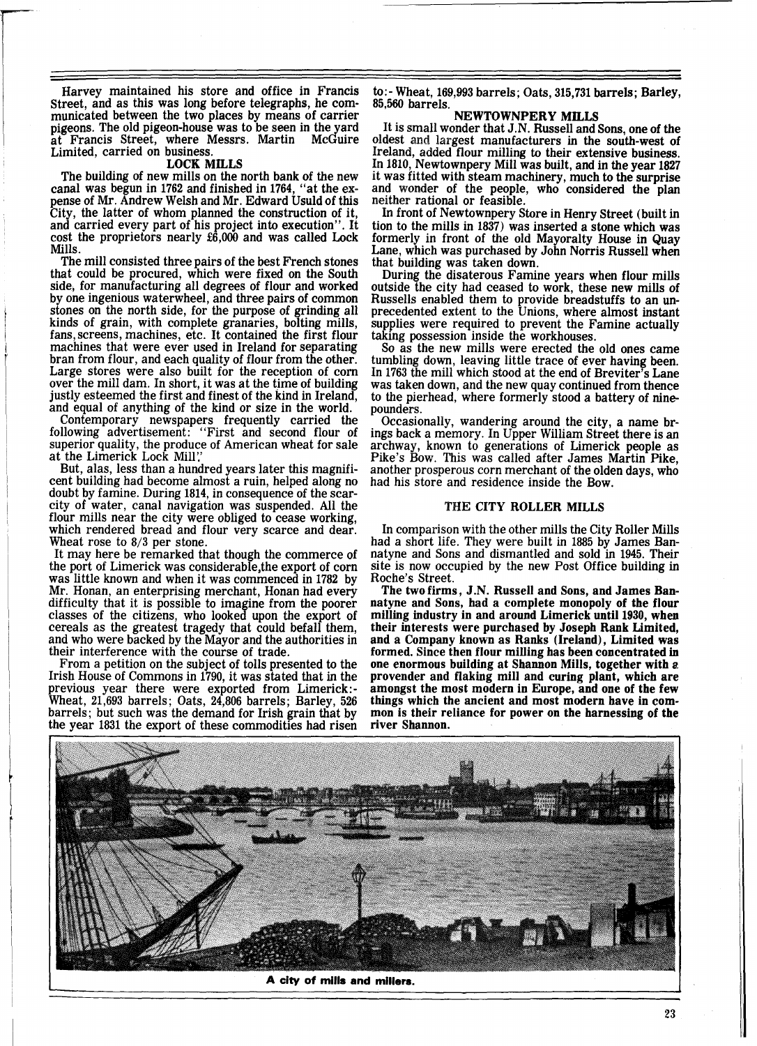Harvey maintained his store and office in Francis Street, and as this was long before telegraphs, he communicated between the two places by means of carrier pigeons. The old pigeon-house was to be seen in the yard at Francis Street, where Messrs. Martin McGuire Limited, carried on business.

### LOCK MILLS

The building of new mills on the north bank of the new canal was begun in 1762 and finished in 1764, "at the expense of Mr. Andrew Welsh and Mr. Edward Usuld of this City, the latter of whom planned the construction of it, and carried every part of his project into execution". It cost the proprietors nearly £6,000 and was called Lock Mills.

The mill consisted three pairs of the best French stones that could be procured, which were fixed on the South side, for manufacturing all degrees of flour and worked by one ingenious waterwheel, and three pairs of common stones on the north side, for the purpose of grinding all kinds of grain, with complete granaries, bolting mills, fans, screens, machines, etc. It contained the first flour machines that were ever used in Ireland for separating bran from flour, and each quality of flour from the other. Large stores were also built for the reception of corn over the mill dam. In short, it was at the time of building justly esteemed the first and finest of the kind in Ireland, and equal of anything of the kind or size in the world.

Contemporary newspapers frequently carried the following advertisement: "First and second flour of superior quality, the produce of American wheat for sale at the Limerick Lock Mill".

But, alas, less than a hundred years later this magnificent building had become almost a ruin, helped along no doubt by famine. During 1814, in consequence of the scarcity of water, canal navigation was suspended. All the flour mills near the city were obliged to cease working, which rendered bread and flour very scarce and dear. Wheat rose to 8/3 per stone.

It may here be remarked that though the commerce of the port of Limerick was considerable,the export of corn was little known and when it was commenced in 1782 by Mr. Honan, an enterprising merchant, Honan had every difficulty that it is possible to imagine from the poorer classes of the citizens, who looked upon the export of cereals as the greatest tragedy that could befall them, and who were backed by the Mayor and the authorities in their interference with the course of trade.

From a petition on the subject of tolls presented to the Irish House of Commons in 1790, it was stated that in the previous year there were exported from Limerick:- Wheat, 21,693 barrels; Oats, 24,806 barrels; Barley, 526 barrels; but such was the demand for Irish grain that by the year 1831 the export of these commodities had risen to:- Wheat, 169,993 barrels; Oats, 315,731 barrels; Barley, 85,560 barrels.

### NEWTOWNPERY MILLS

It is small wonder that J.N. Russell and Sons, one of the oldest and largest manufacturers in the south-west of Ireland, added flour milling to their extensive business. In 1810, Newtownpery Mill was built, and in the year 1827 it was fitted with steam machinery, much to the surprise and wonder of the people, who considered the plan neither rational or feasible.

In front of Newtownpery Store in Henry Street (built in tion to the mills in 1837) was inserted a stone which was formerly in front of the old Mayoralty House in Quay Lane, which was purchased by John Norris Russell when that building was taken down.

During the disaterous Famine years when flour mills outside the city had ceased to work, these new mills of Russells enabled them to provide breadstuffs to an unprecedented extent to the Unions, where almost instant supplies were required to prevent the Famine actually taking possession inside the workhouses.

So as the new mills were erected the old ones came tumbling down, leaving little trace of ever having been. In 1763 the mill which stood at the end of Breviter's Lane was taken down, and the new quay continued from thence to the pierhead, where formerly stood a battery of nine-pounders.

Occasionally, wandering around the city, a name brings back a memory. In Upper William Street there is an archway, known to generations of Limerick people as Pike's Bow. This was called after James Martin Pike, another prosperous corn merchant of the olden days, who had his store and residence inside the Bow.

### THE CITY ROLLER MILLS

In comparison with the other mills the City Roller Mills had a short life. They were built in 1885 by James Bannatyne and Sons and dismantled and sold in 1945. Their site is now occupied by the new Post Office building in Roche's Street.

**The two firms, J.N. Russell and Sons, and James Bannatyne and Sons, had a complete monopoly of the flour milling industry in and around Limerick until 1930, when their interests were purchased by Joseph Rank Limited, and a Company known as Ranks (Ireland), Limited was formed. Since then flour milling has been concentrated in one enormous building at Shannon Mills, together with a provender and flaking mill and curing plant, which are amongst the most modern in Europe, and one of the few things which the ancient and most modern have in common is their reliance for power on the harnessing of the river Shannon.**

**A city of mills and millers.**